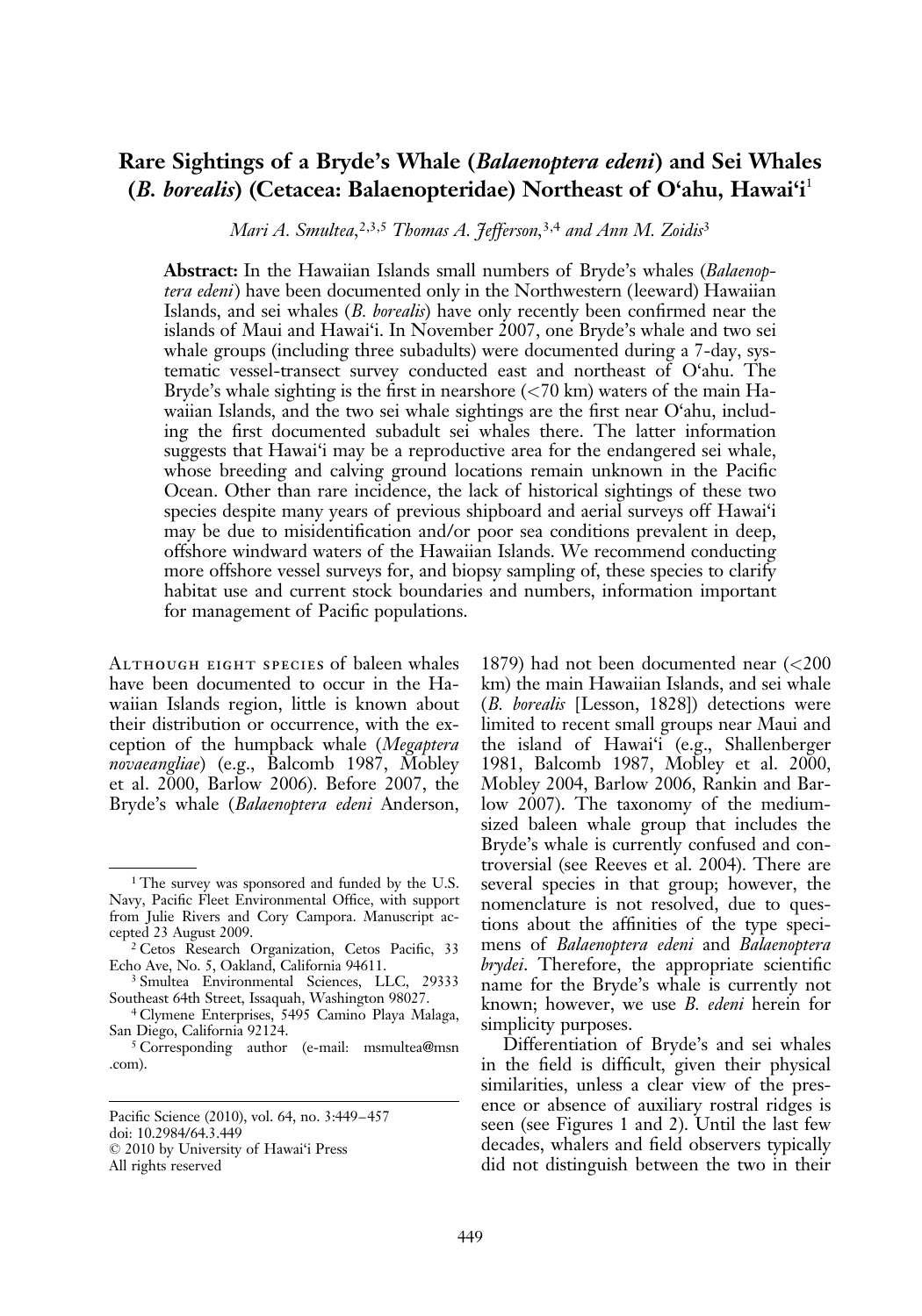# Rare Sightings of a Bryde's Whale (*Balaenoptera edeni*) and Sei Whales (*B. borealis*) (Cetacea: Balaenopteridae) Northeast of Oʻahu, Hawaiʻi[1]

*Mari A. Smultea,*[2,3,5] *Thomas A. Jefferson,*[3,4] *and Ann M. Zoidis*[3]

**Abstract:** In the Hawaiian Islands small numbers of Bryde's whales (*Balaenoptera edeni*) have been documented only in the Northwestern (leeward) Hawaiian Islands, and sei whales (*B. borealis*) have only recently been confirmed near the islands of Maui and Hawaiʻi. In November 2007, one Bryde's whale and two sei whale groups (including three subadults) were documented during a 7-day, systematic vessel-transect survey conducted east and northeast of Oʻahu. The Bryde's whale sighting is the first in nearshore (<70 km) waters of the main Hawaiian Islands, and the two sei whale sightings are the first near Oʻahu, including the first documented subadult sei whales there. The latter information suggests that Hawaiʻi may be a reproductive area for the endangered sei whale, whose breeding and calving ground locations remain unknown in the Pacific Ocean. Other than rare incidence, the lack of historical sightings of these two species despite many years of previous shipboard and aerial surveys off Hawaiʻi may be due to misidentification and/or poor sea conditions prevalent in deep, offshore windward waters of the Hawaiian Islands. We recommend conducting more offshore vessel surveys for, and biopsy sampling of, these species to clarify habitat use and current stock boundaries and numbers, information important for management of Pacific populations.

Although eight species of baleen whales have been documented to occur in the Hawaiian Islands region, little is known about their distribution or occurrence, with the exception of the humpback whale (*Megaptera novaeangliae*) (e.g., Balcomb 1987, Mobley et al. 2000, Barlow 2006). Before 2007, the Bryde's whale (*Balaenoptera edeni* Anderson, 1879) had not been documented near (<200 km) the main Hawaiian Islands, and sei whale (*B. borealis* [Lesson, 1828]) detections were limited to recent small groups near Maui and the island of Hawaiʻi (e.g., Shallenberger 1981, Balcomb 1987, Mobley et al. 2000, Mobley 2004, Barlow 2006, Rankin and Barlow 2007). The taxonomy of the medium-sized baleen whale group that includes the Bryde's whale is currently confused and controversial (see Reeves et al. 2004). There are several species in that group; however, the nomenclature is not resolved, due to questions about the affinities of the type specimens of *Balaenoptera edeni* and *Balaenoptera brydei*. Therefore, the appropriate scientific name for the Bryde's whale is currently not known; however, we use *B. edeni* herein for simplicity purposes.

Differentiation of Bryde's and sei whales in the field is difficult, given their physical similarities, unless a clear view of the presence or absence of auxiliary rostral ridges is seen (see Figures 1 and 2). Until the last few decades, whalers and field observers typically did not distinguish between the two in their

---

[1] The survey was sponsored and funded by the U.S. Navy, Pacific Fleet Environmental Office, with support from Julie Rivers and Cory Campora. Manuscript accepted 23 August 2009.

[2] Cetos Research Organization, Cetos Pacific, 33 Echo Ave, No. 5, Oakland, California 94611.

[3] Smultea Environmental Sciences, LLC, 29333 Southeast 64th Street, Issaquah, Washington 98027.

[4] Clymene Enterprises, 5495 Camino Playa Malaga, San Diego, California 92124.

[5] Corresponding author (e-mail: msmultea@msn.com).

Pacific Science (2010), vol. 64, no. 3:449–457
doi: 10.2984/64.3.449
© 2010 by University of Hawaiʻi Press
All rights reserved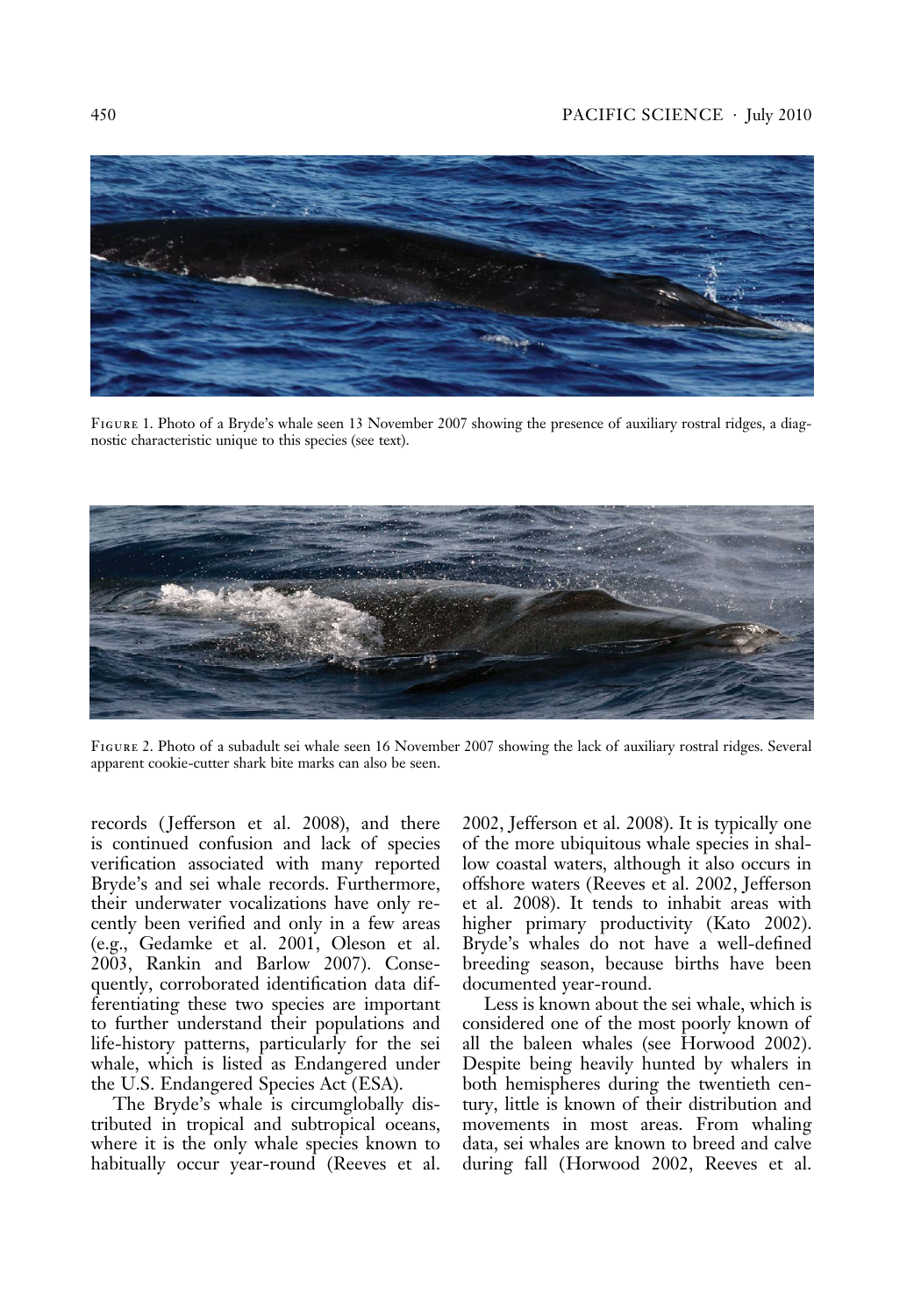Figure 1. Photo of a Bryde's whale seen 13 November 2007 showing the presence of auxiliary rostral ridges, a diagnostic characteristic unique to this species (see text).

Figure 2. Photo of a subadult sei whale seen 16 November 2007 showing the lack of auxiliary rostral ridges. Several apparent cookie-cutter shark bite marks can also be seen.

records (Jefferson et al. 2008), and there is continued confusion and lack of species verification associated with many reported Bryde's and sei whale records. Furthermore, their underwater vocalizations have only recently been verified and only in a few areas (e.g., Gedamke et al. 2001, Oleson et al. 2003, Rankin and Barlow 2007). Consequently, corroborated identification data differentiating these two species are important to further understand their populations and life-history patterns, particularly for the sei whale, which is listed as Endangered under the U.S. Endangered Species Act (ESA).

The Bryde's whale is circumglobally distributed in tropical and subtropical oceans, where it is the only whale species known to habitually occur year-round (Reeves et al. 2002, Jefferson et al. 2008). It is typically one of the more ubiquitous whale species in shallow coastal waters, although it also occurs in offshore waters (Reeves et al. 2002, Jefferson et al. 2008). It tends to inhabit areas with higher primary productivity (Kato 2002). Bryde's whales do not have a well-defined breeding season, because births have been documented year-round.

Less is known about the sei whale, which is considered one of the most poorly known of all the baleen whales (see Horwood 2002). Despite being heavily hunted by whalers in both hemispheres during the twentieth century, little is known of their distribution and movements in most areas. From whaling data, sei whales are known to breed and calve during fall (Horwood 2002, Reeves et al.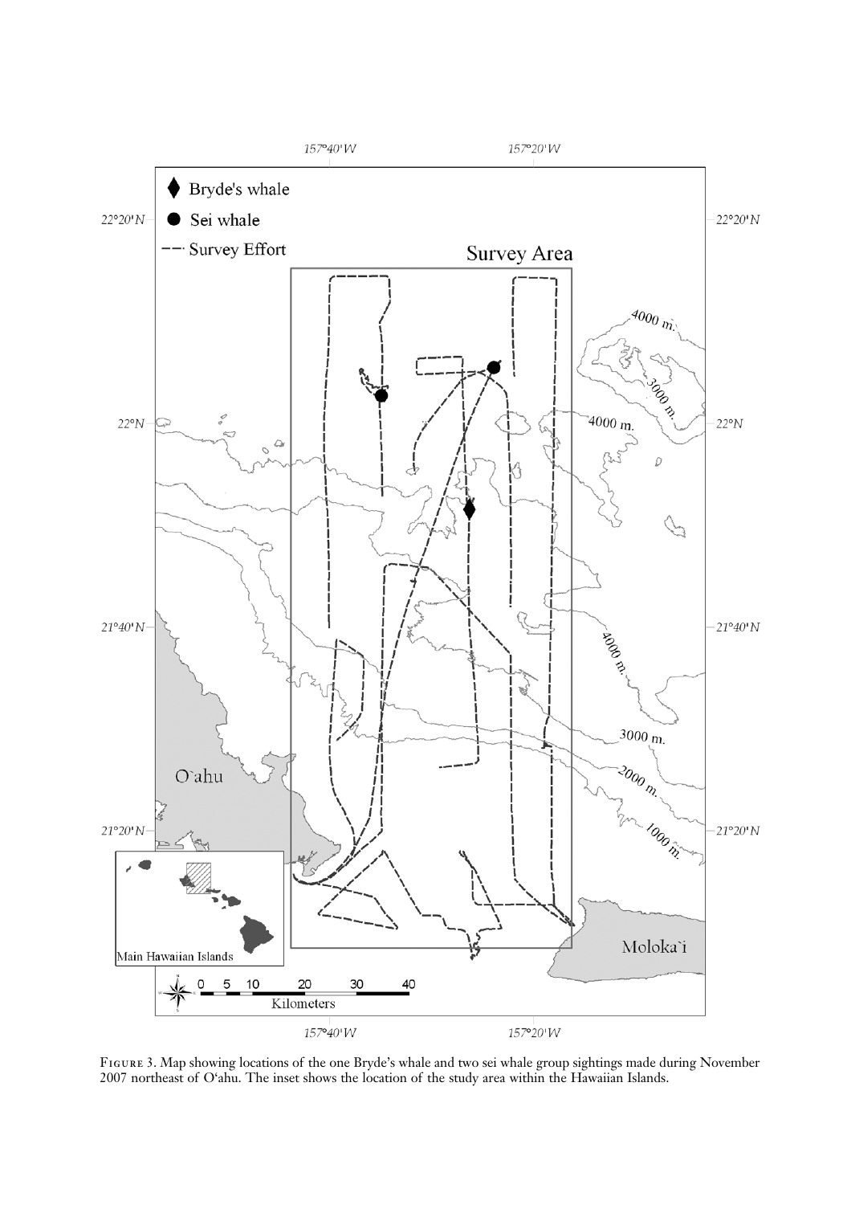Figure 3. Map showing locations of the one Bryde's whale and two sei whale group sightings made during November 2007 northeast of O'ahu. The inset shows the location of the study area within the Hawaiian Islands.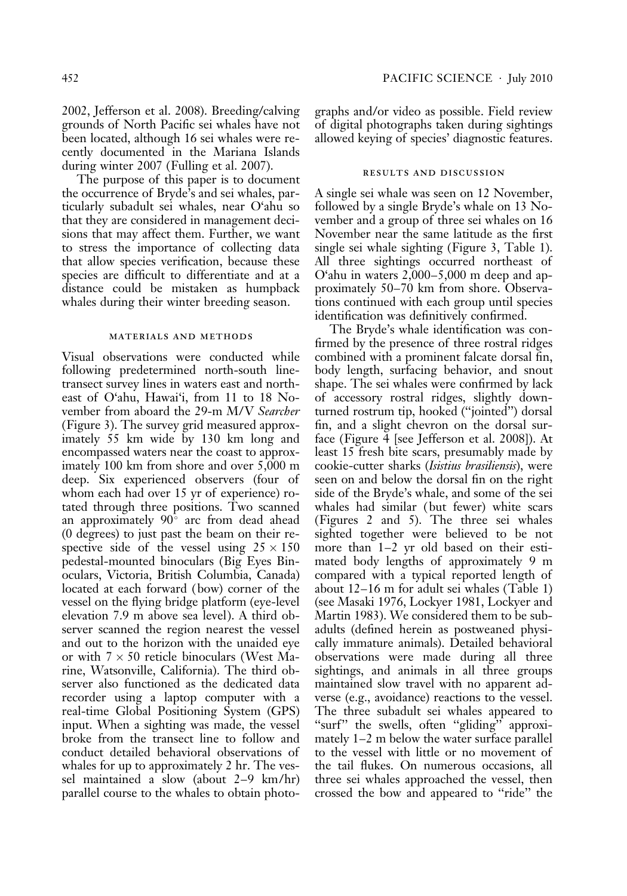2002, Jefferson et al. 2008). Breeding/calving grounds of North Pacific sei whales have not been located, although 16 sei whales were recently documented in the Mariana Islands during winter 2007 (Fulling et al. 2007).

The purpose of this paper is to document the occurrence of Bryde's and sei whales, particularly subadult sei whales, near O'ahu so that they are considered in management decisions that may affect them. Further, we want to stress the importance of collecting data that allow species verification, because these species are difficult to differentiate and at a distance could be mistaken as humpback whales during their winter breeding season.

## MATERIALS AND METHODS

Visual observations were conducted while following predetermined north-south line-transect survey lines in waters east and northeast of O'ahu, Hawai'i, from 11 to 18 November from aboard the 29-m M/V *Searcher* (Figure 3). The survey grid measured approximately 55 km wide by 130 km long and encompassed waters near the coast to approximately 100 km from shore and over 5,000 m deep. Six experienced observers (four of whom each had over 15 yr of experience) rotated through three positions. Two scanned an approximately 90° arc from dead ahead (0 degrees) to just past the beam on their respective side of the vessel using $25 \times 150$ pedestal-mounted binoculars (Big Eyes Binoculars, Victoria, British Columbia, Canada) located at each forward (bow) corner of the vessel on the flying bridge platform (eye-level elevation 7.9 m above sea level). A third observer scanned the region nearest the vessel and out to the horizon with the unaided eye or with $7 \times 50$ reticle binoculars (West Marine, Watsonville, California). The third observer also functioned as the dedicated data recorder using a laptop computer with a real-time Global Positioning System (GPS) input. When a sighting was made, the vessel broke from the transect line to follow and conduct detailed behavioral observations of whales for up to approximately 2 hr. The vessel maintained a slow (about 2–9 km/hr) parallel course to the whales to obtain photographs and/or video as possible. Field review of digital photographs taken during sightings allowed keying of species' diagnostic features.

## RESULTS AND DISCUSSION

A single sei whale was seen on 12 November, followed by a single Bryde's whale on 13 November and a group of three sei whales on 16 November near the same latitude as the first single sei whale sighting (Figure 3, Table 1). All three sightings occurred northeast of O'ahu in waters 2,000–5,000 m deep and approximately 50–70 km from shore. Observations continued with each group until species identification was definitively confirmed.

The Bryde's whale identification was confirmed by the presence of three rostral ridges combined with a prominent falcate dorsal fin, body length, surfacing behavior, and snout shape. The sei whales were confirmed by lack of accessory rostral ridges, slightly downturned rostrum tip, hooked ("jointed") dorsal fin, and a slight chevron on the dorsal surface (Figure 4 [see Jefferson et al. 2008]). At least 15 fresh bite scars, presumably made by cookie-cutter sharks (*Isistius brasiliensis*), were seen on and below the dorsal fin on the right side of the Bryde's whale, and some of the sei whales had similar (but fewer) white scars (Figures 2 and 5). The three sei whales sighted together were believed to be not more than 1–2 yr old based on their estimated body lengths of approximately 9 m compared with a typical reported length of about 12–16 m for adult sei whales (Table 1) (see Masaki 1976, Lockyer 1981, Lockyer and Martin 1983). We considered them to be subadults (defined herein as postweaned physically immature animals). Detailed behavioral observations were made during all three sightings, and animals in all three groups maintained slow travel with no apparent adverse (e.g., avoidance) reactions to the vessel. The three subadult sei whales appeared to "surf" the swells, often "gliding" approximately 1–2 m below the water surface parallel to the vessel with little or no movement of the tail flukes. On numerous occasions, all three sei whales approached the vessel, then crossed the bow and appeared to "ride" the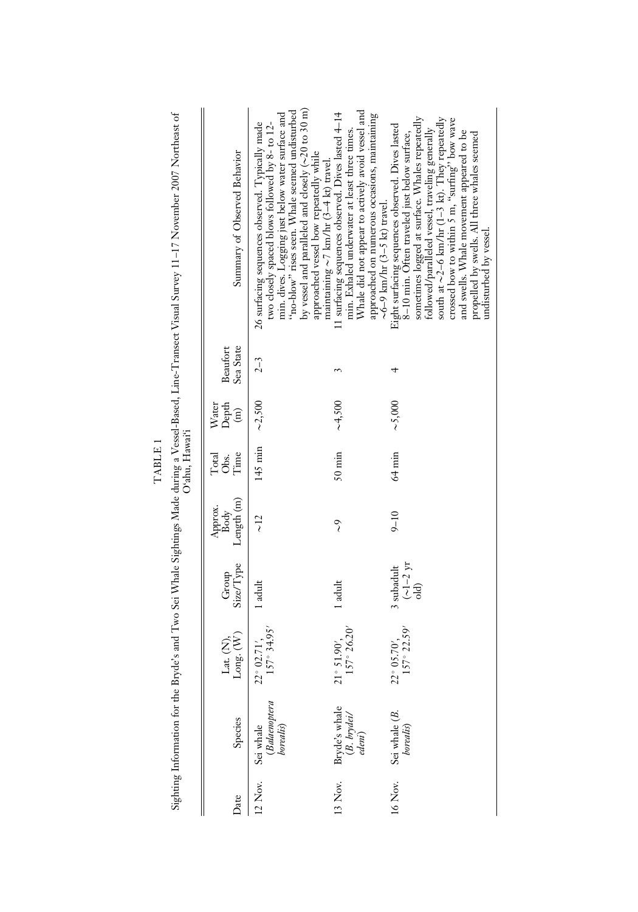TABLE 1

Sighting Information for the Bryde's and Two Sei Whale Sightings Made during a Vessel-Based, Line-Transect Visual Survey 11–17 November 2007 Northeast of O'ahu, Hawai'i

| Date | Species | Lat. (N), Long. (W) | Group Size/Type | Approx. Body Length (m) | Total Obs. Time | Water Depth (m) | Beaufort Sea State | Summary of Observed Behavior |
|---|---|---|---|---|---|---|---|---|
| 12 Nov. | Sei whale (*Balaenoptera borealis*) | 22° 02.71′, 157° 34.95′ | 1 adult | ~12 | 145 min | ~2,500 | 2–3 | 26 surfacing sequences observed. Typically made two closely spaced blows followed by 8- to 12-min. dives. Logging just below water surface and "no-blow" rises seen. Whale seemed undisturbed by vessel and paralleled and closely (~20 to 30 m) approached vessel bow repeatedly while maintaining ~7 km/hr (3–4 kt) travel. |
| 13 Nov. | Bryde's whale (*B. brydei/edeni*) | 21° 51.90′, 157° 26.20′ | 1 adult | ~9 | 50 min | ~4,500 | 3 | 11 surfacing sequences observed. Dives lasted 4–14 min. Exhaled underwater at least three times. Whale did not appear to actively avoid vessel and approached on numerous occasions, maintaining ~6–9 km/hr (3–5 kt) travel. |
| 16 Nov. | Sei whale (*B. borealis*) | 22° 05.70′, 157° 22.59′ | 3 subadult (~1–2 yr old) | 9–10 | 64 min | ~5,000 | 4 | Eight surfacing sequences observed. Dives lasted 8–10 min. Often traveled just below surface, sometimes logged at surface. Whales repeatedly followed/paralleled vessel, traveling generally south at ~2–6 km/hr (1–3 kt). They repeatedly crossed bow to within 5 m, "surfing" bow wave and swells. Whale movement appeared to be propelled by swells. All three whales seemed undisturbed by vessel. |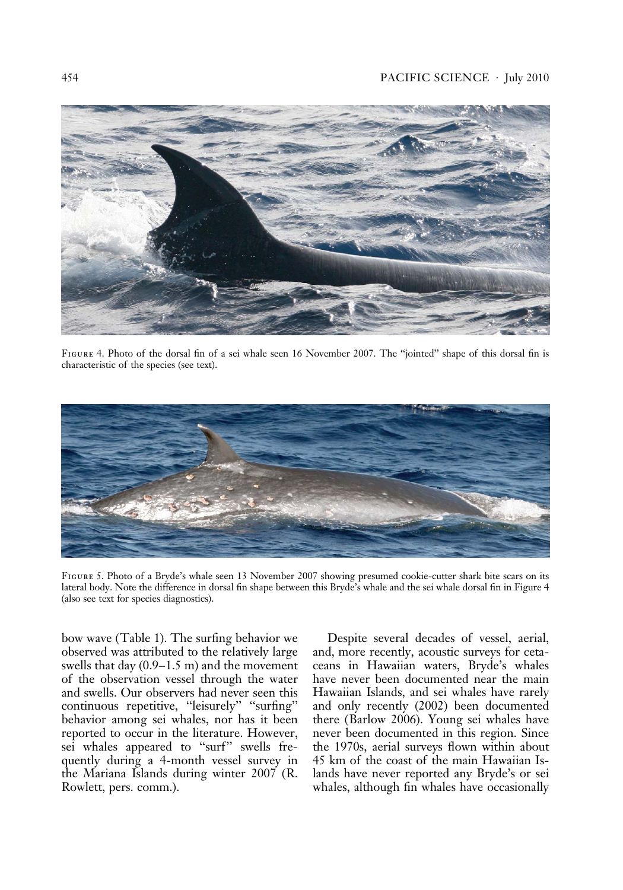FIGURE 4. Photo of the dorsal fin of a sei whale seen 16 November 2007. The "jointed" shape of this dorsal fin is characteristic of the species (see text).

FIGURE 5. Photo of a Bryde's whale seen 13 November 2007 showing presumed cookie-cutter shark bite scars on its lateral body. Note the difference in dorsal fin shape between this Bryde's whale and the sei whale dorsal fin in Figure 4 (also see text for species diagnostics).

bow wave (Table 1). The surfing behavior we observed was attributed to the relatively large swells that day (0.9–1.5 m) and the movement of the observation vessel through the water and swells. Our observers had never seen this continuous repetitive, "leisurely" "surfing" behavior among sei whales, nor has it been reported to occur in the literature. However, sei whales appeared to "surf" swells frequently during a 4-month vessel survey in the Mariana Islands during winter 2007 (R. Rowlett, pers. comm.).

Despite several decades of vessel, aerial, and, more recently, acoustic surveys for cetaceans in Hawaiian waters, Bryde's whales have never been documented near the main Hawaiian Islands, and sei whales have rarely and only recently (2002) been documented there (Barlow 2006). Young sei whales have never been documented in this region. Since the 1970s, aerial surveys flown within about 45 km of the coast of the main Hawaiian Islands have never reported any Bryde's or sei whales, although fin whales have occasionally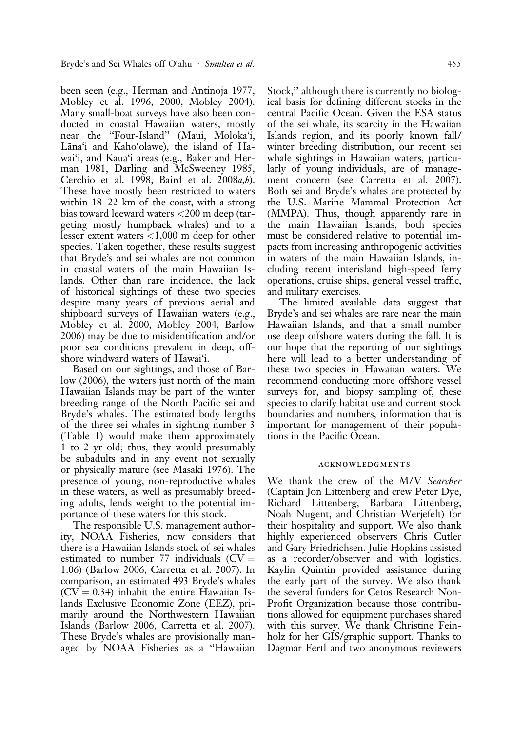been seen (e.g., Herman and Antinoja 1977, Mobley et al. 1996, 2000, Mobley 2004). Many small-boat surveys have also been conducted in coastal Hawaiian waters, mostly near the "Four-Island" (Maui, Moloka'i, Lāna'i and Kaho'olawe), the island of Hawai'i, and Kaua'i areas (e.g., Baker and Herman 1981, Darling and McSweeney 1985, Cerchio et al. 1998, Baird et al. 2008*a*,*b*). These have mostly been restricted to waters within 18–22 km of the coast, with a strong bias toward leeward waters <200 m deep (targeting mostly humpback whales) and to a lesser extent waters <1,000 m deep for other species. Taken together, these results suggest that Bryde's and sei whales are not common in coastal waters of the main Hawaiian Islands. Other than rare incidence, the lack of historical sightings of these two species despite many years of previous aerial and shipboard surveys of Hawaiian waters (e.g., Mobley et al. 2000, Mobley 2004, Barlow 2006) may be due to misidentification and/or poor sea conditions prevalent in deep, offshore windward waters of Hawai'i.

Based on our sightings, and those of Barlow (2006), the waters just north of the main Hawaiian Islands may be part of the winter breeding range of the North Pacific sei and Bryde's whales. The estimated body lengths of the three sei whales in sighting number 3 (Table 1) would make them approximately 1 to 2 yr old; thus, they would presumably be subadults and in any event not sexually or physically mature (see Masaki 1976). The presence of young, non-reproductive whales in these waters, as well as presumably breeding adults, lends weight to the potential importance of these waters for this stock.

The responsible U.S. management authority, NOAA Fisheries, now considers that there is a Hawaiian Islands stock of sei whales estimated to number 77 individuals (CV = 1.06) (Barlow 2006, Carretta et al. 2007). In comparison, an estimated 493 Bryde's whales (CV = 0.34) inhabit the entire Hawaiian Islands Exclusive Economic Zone (EEZ), primarily around the Northwestern Hawaiian Islands (Barlow 2006, Carretta et al. 2007). These Bryde's whales are provisionally managed by NOAA Fisheries as a "Hawaiian Stock," although there is currently no biological basis for defining different stocks in the central Pacific Ocean. Given the ESA status of the sei whale, its scarcity in the Hawaiian Islands region, and its poorly known fall/winter breeding distribution, our recent sei whale sightings in Hawaiian waters, particularly of young individuals, are of management concern (see Carretta et al. 2007). Both sei and Bryde's whales are protected by the U.S. Marine Mammal Protection Act (MMPA). Thus, though apparently rare in the main Hawaiian Islands, both species must be considered relative to potential impacts from increasing anthropogenic activities in waters of the main Hawaiian Islands, including recent interisland high-speed ferry operations, cruise ships, general vessel traffic, and military exercises.

The limited available data suggest that Bryde's and sei whales are rare near the main Hawaiian Islands, and that a small number use deep offshore waters during the fall. It is our hope that the reporting of our sightings here will lead to a better understanding of these two species in Hawaiian waters. We recommend conducting more offshore vessel surveys for, and biopsy sampling of, these species to clarify habitat use and current stock boundaries and numbers, information that is important for management of their populations in the Pacific Ocean.

## ACKNOWLEDGMENTS

We thank the crew of the M/V *Searcher* (Captain Jon Littenberg and crew Peter Dye, Richard Littenberg, Barbara Littenberg, Noah Nugent, and Christian Werjefelt) for their hospitality and support. We also thank highly experienced observers Chris Cutler and Gary Friedrichsen. Julie Hopkins assisted as a recorder/observer and with logistics. Kaylin Quintin provided assistance during the early part of the survey. We also thank the several funders for Cetos Research Non-Profit Organization because those contributions allowed for equipment purchases shared with this survey. We thank Christine Feinholz for her GIS/graphic support. Thanks to Dagmar Fertl and two anonymous reviewers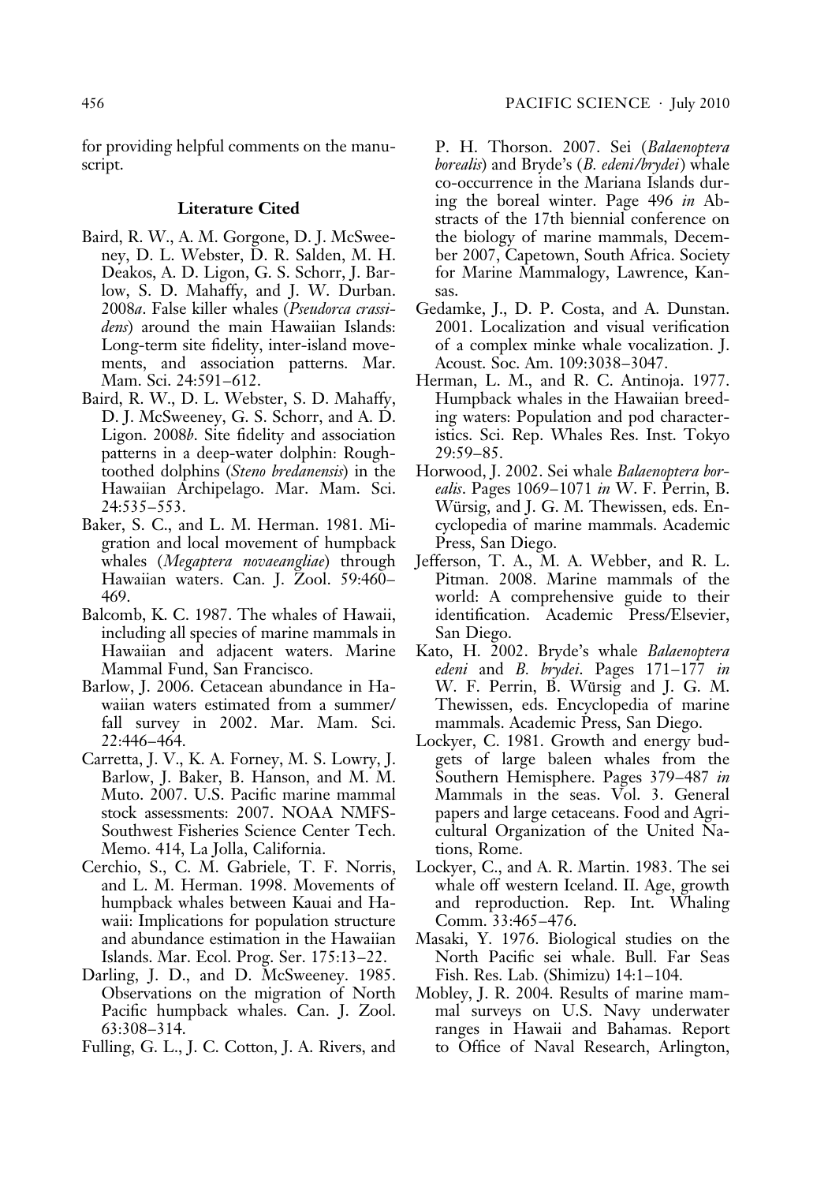for providing helpful comments on the manuscript.

## Literature Cited

Baird, R. W., A. M. Gorgone, D. J. McSweeney, D. L. Webster, D. R. Salden, M. H. Deakos, A. D. Ligon, G. S. Schorr, J. Barlow, S. D. Mahaffy, and J. W. Durban. 2008*a*. False killer whales (*Pseudorca crassidens*) around the main Hawaiian Islands: Long-term site fidelity, inter-island movements, and association patterns. Mar. Mam. Sci. 24:591–612.

Baird, R. W., D. L. Webster, S. D. Mahaffy, D. J. McSweeney, G. S. Schorr, and A. D. Ligon. 2008*b*. Site fidelity and association patterns in a deep-water dolphin: Rough-toothed dolphins (*Steno bredanensis*) in the Hawaiian Archipelago. Mar. Mam. Sci. 24:535–553.

Baker, S. C., and L. M. Herman. 1981. Migration and local movement of humpback whales (*Megaptera novaeangliae*) through Hawaiian waters. Can. J. Zool. 59:460–469.

Balcomb, K. C. 1987. The whales of Hawaii, including all species of marine mammals in Hawaiian and adjacent waters. Marine Mammal Fund, San Francisco.

Barlow, J. 2006. Cetacean abundance in Hawaiian waters estimated from a summer/fall survey in 2002. Mar. Mam. Sci. 22:446–464.

Carretta, J. V., K. A. Forney, M. S. Lowry, J. Barlow, J. Baker, B. Hanson, and M. M. Muto. 2007. U.S. Pacific marine mammal stock assessments: 2007. NOAA NMFS-Southwest Fisheries Science Center Tech. Memo. 414, La Jolla, California.

Cerchio, S., C. M. Gabriele, T. F. Norris, and L. M. Herman. 1998. Movements of humpback whales between Kauai and Hawaii: Implications for population structure and abundance estimation in the Hawaiian Islands. Mar. Ecol. Prog. Ser. 175:13–22.

Darling, J. D., and D. McSweeney. 1985. Observations on the migration of North Pacific humpback whales. Can. J. Zool. 63:308–314.

Fulling, G. L., J. C. Cotton, J. A. Rivers, and P. H. Thorson. 2007. Sei (*Balaenoptera borealis*) and Bryde's (*B. edeni/brydei*) whale co-occurrence in the Mariana Islands during the boreal winter. Page 496 *in* Abstracts of the 17th biennial conference on the biology of marine mammals, December 2007, Capetown, South Africa. Society for Marine Mammalogy, Lawrence, Kansas.

Gedamke, J., D. P. Costa, and A. Dunstan. 2001. Localization and visual verification of a complex minke whale vocalization. J. Acoust. Soc. Am. 109:3038–3047.

Herman, L. M., and R. C. Antinoja. 1977. Humpback whales in the Hawaiian breeding waters: Population and pod characteristics. Sci. Rep. Whales Res. Inst. Tokyo 29:59–85.

Horwood, J. 2002. Sei whale *Balaenoptera borealis*. Pages 1069–1071 *in* W. F. Perrin, B. Würsig, and J. G. M. Thewissen, eds. Encyclopedia of marine mammals. Academic Press, San Diego.

Jefferson, T. A., M. A. Webber, and R. L. Pitman. 2008. Marine mammals of the world: A comprehensive guide to their identification. Academic Press/Elsevier, San Diego.

Kato, H. 2002. Bryde's whale *Balaenoptera edeni* and *B. brydei*. Pages 171–177 *in* W. F. Perrin, B. Würsig and J. G. M. Thewissen, eds. Encyclopedia of marine mammals. Academic Press, San Diego.

Lockyer, C. 1981. Growth and energy budgets of large baleen whales from the Southern Hemisphere. Pages 379–487 *in* Mammals in the seas. Vol. 3. General papers and large cetaceans. Food and Agricultural Organization of the United Nations, Rome.

Lockyer, C., and A. R. Martin. 1983. The sei whale off western Iceland. II. Age, growth and reproduction. Rep. Int. Whaling Comm. 33:465–476.

Masaki, Y. 1976. Biological studies on the North Pacific sei whale. Bull. Far Seas Fish. Res. Lab. (Shimizu) 14:1–104.

Mobley, J. R. 2004. Results of marine mammal surveys on U.S. Navy underwater ranges in Hawaii and Bahamas. Report to Office of Naval Research, Arlington,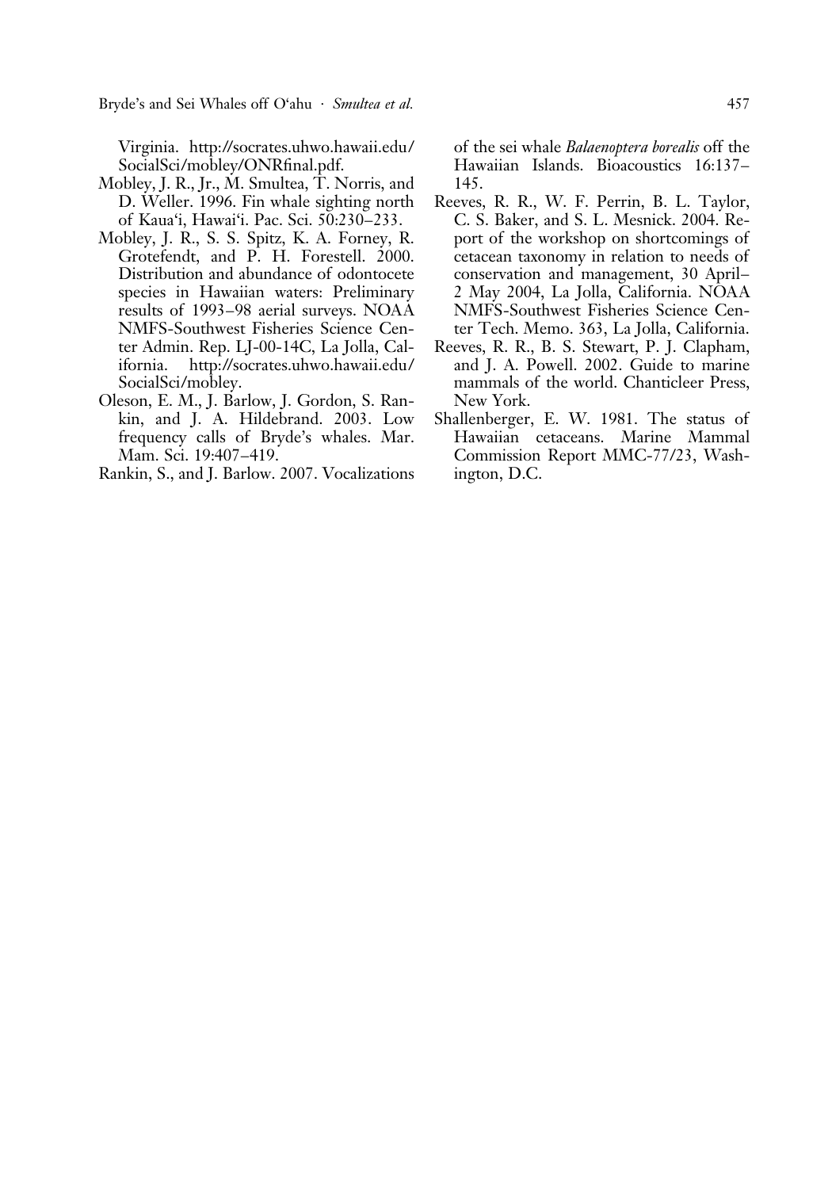Virginia. http://socrates.uhwo.hawaii.edu/SocialSci/mobley/ONRfinal.pdf.

Mobley, J. R., Jr., M. Smultea, T. Norris, and D. Weller. 1996. Fin whale sighting north of Kaua'i, Hawai'i. Pac. Sci. 50:230–233.

Mobley, J. R., S. S. Spitz, K. A. Forney, R. Grotefendt, and P. H. Forestell. 2000. Distribution and abundance of odontocete species in Hawaiian waters: Preliminary results of 1993–98 aerial surveys. NOAA NMFS-Southwest Fisheries Science Center Admin. Rep. LJ-00-14C, La Jolla, California. http://socrates.uhwo.hawaii.edu/SocialSci/mobley.

Oleson, E. M., J. Barlow, J. Gordon, S. Rankin, and J. A. Hildebrand. 2003. Low frequency calls of Bryde's whales. Mar. Mam. Sci. 19:407–419.

Rankin, S., and J. Barlow. 2007. Vocalizations of the sei whale *Balaenoptera borealis* off the Hawaiian Islands. Bioacoustics 16:137–145.

Reeves, R. R., W. F. Perrin, B. L. Taylor, C. S. Baker, and S. L. Mesnick. 2004. Report of the workshop on shortcomings of cetacean taxonomy in relation to needs of conservation and management, 30 April–2 May 2004, La Jolla, California. NOAA NMFS-Southwest Fisheries Science Center Tech. Memo. 363, La Jolla, California.

Reeves, R. R., B. S. Stewart, P. J. Clapham, and J. A. Powell. 2002. Guide to marine mammals of the world. Chanticleer Press, New York.

Shallenberger, E. W. 1981. The status of Hawaiian cetaceans. Marine Mammal Commission Report MMC-77/23, Washington, D.C.